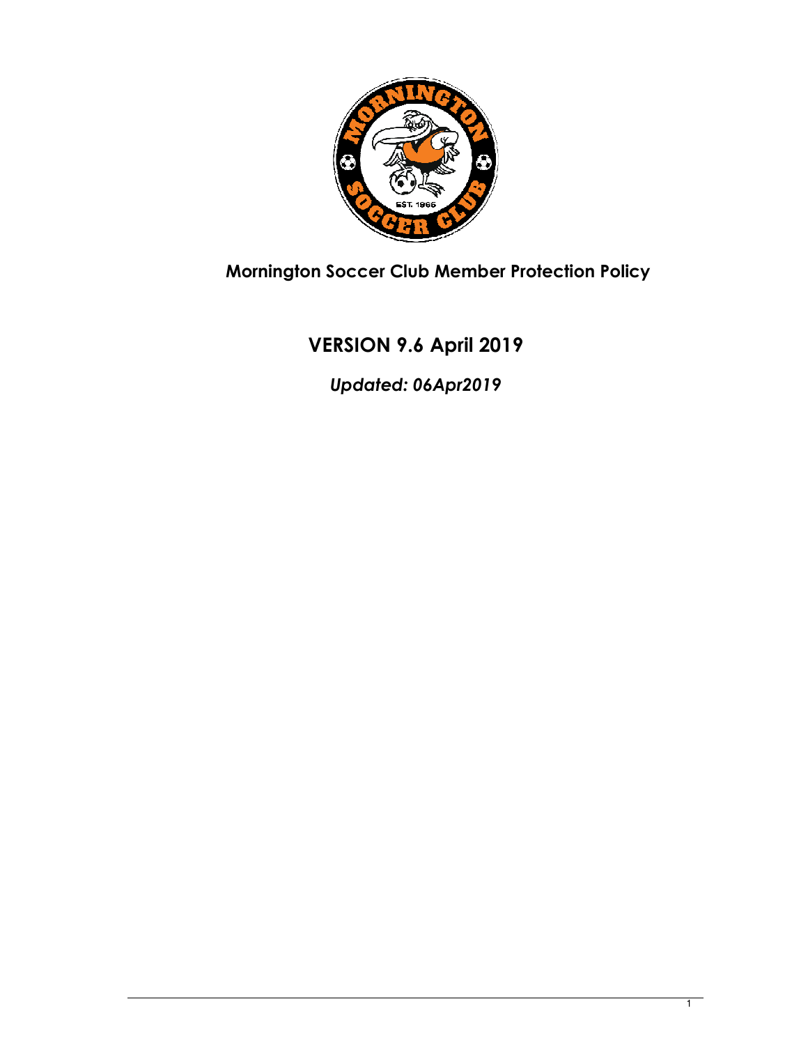# Mornington Soccer Club Member Protection Policy

## VERSION 9.6 April 2019

*Updated: 06Apr2019*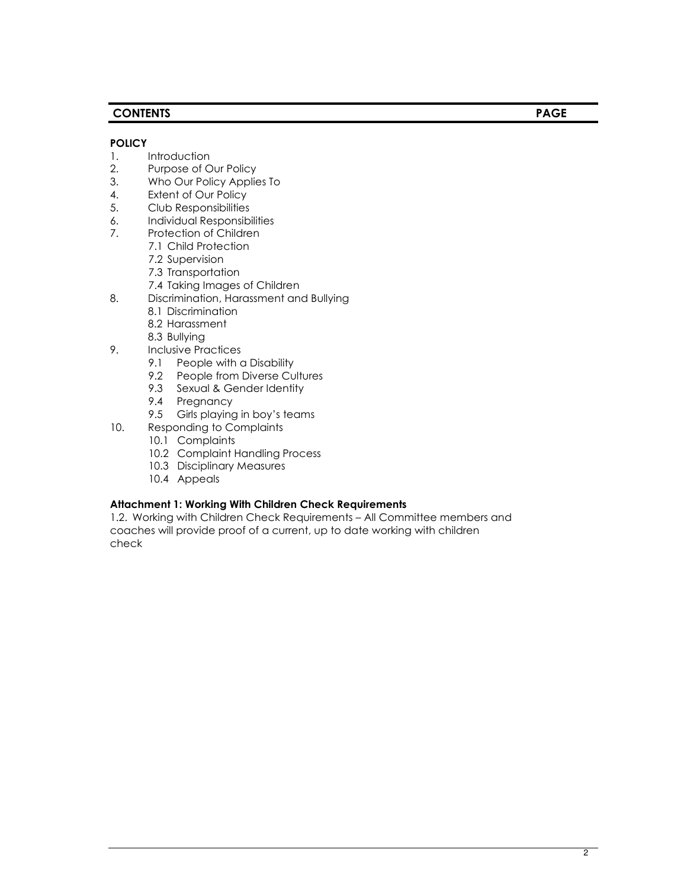| CONTENTS | PAGE |
|---|---|

**POLICY**

1. Introduction
2. Purpose of Our Policy
3. Who Our Policy Applies To
4. Extent of Our Policy
5. Club Responsibilities
6. Individual Responsibilities
7. Protection of Children
   - 7.1 Child Protection
   - 7.2 Supervision
   - 7.3 Transportation
   - 7.4 Taking Images of Children
8. Discrimination, Harassment and Bullying
   - 8.1 Discrimination
   - 8.2 Harassment
   - 8.3 Bullying
9. Inclusive Practices
   - 9.1 People with a Disability
   - 9.2 People from Diverse Cultures
   - 9.3 Sexual & Gender Identity
   - 9.4 Pregnancy
   - 9.5 Girls playing in boy's teams
10. Responding to Complaints
    - 10.1 Complaints
    - 10.2 Complaint Handling Process
    - 10.3 Disciplinary Measures
    - 10.4 Appeals

**Attachment 1: Working With Children Check Requirements**

1.2. Working with Children Check Requirements – All Committee members and coaches will provide proof of a current, up to date working with children check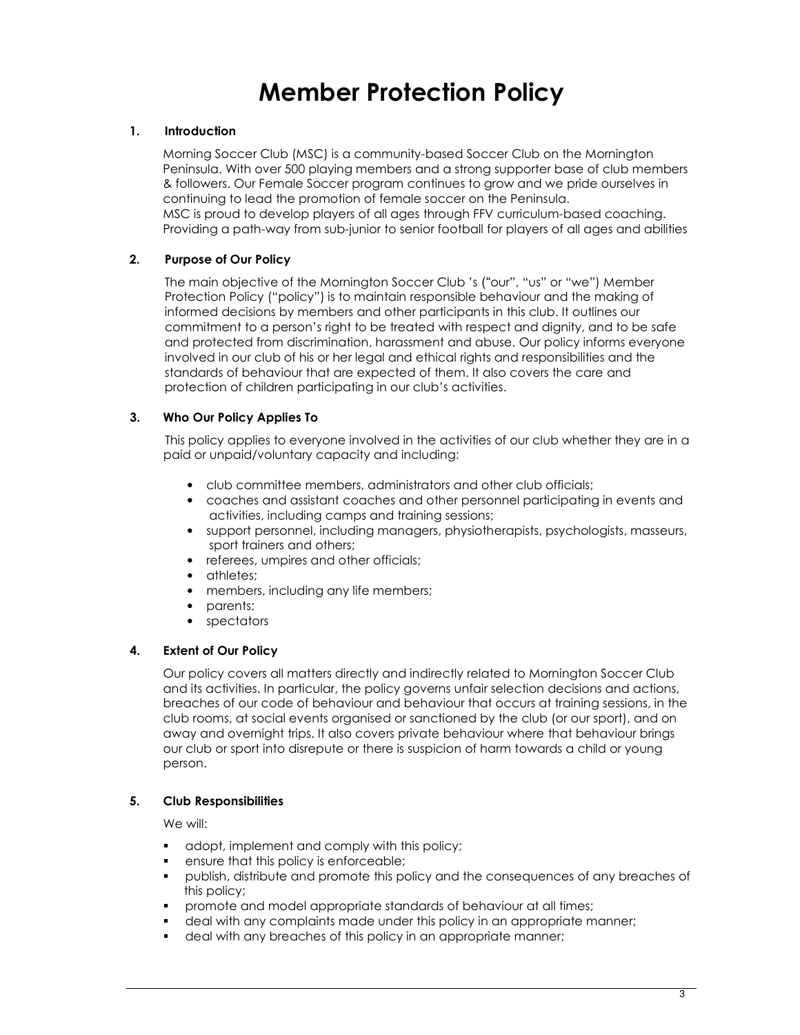# Member Protection Policy

## 1. Introduction

Morning Soccer Club (MSC) is a community-based Soccer Club on the Mornington Peninsula. With over 500 playing members and a strong supporter base of club members & followers. Our Female Soccer program continues to grow and we pride ourselves in continuing to lead the promotion of female soccer on the Peninsula.
MSC is proud to develop players of all ages through FFV curriculum-based coaching. Providing a path-way from sub-junior to senior football for players of all ages and abilities

## 2. Purpose of Our Policy

The main objective of the Mornington Soccer Club 's ("our", "us" or "we") Member Protection Policy ("policy") is to maintain responsible behaviour and the making of informed decisions by members and other participants in this club. It outlines our commitment to a person's right to be treated with respect and dignity, and to be safe and protected from discrimination, harassment and abuse. Our policy informs everyone involved in our club of his or her legal and ethical rights and responsibilities and the standards of behaviour that are expected of them. It also covers the care and protection of children participating in our club's activities.

## 3. Who Our Policy Applies To

This policy applies to everyone involved in the activities of our club whether they are in a paid or unpaid/voluntary capacity and including:

- club committee members, administrators and other club officials;
- coaches and assistant coaches and other personnel participating in events and activities, including camps and training sessions;
- support personnel, including managers, physiotherapists, psychologists, masseurs, sport trainers and others;
- referees, umpires and other officials;
- athletes;
- members, including any life members;
- parents;
- spectators

## 4. Extent of Our Policy

Our policy covers all matters directly and indirectly related to Mornington Soccer Club and its activities. In particular, the policy governs unfair selection decisions and actions, breaches of our code of behaviour and behaviour that occurs at training sessions, in the club rooms, at social events organised or sanctioned by the club (or our sport), and on away and overnight trips. It also covers private behaviour where that behaviour brings our club or sport into disrepute or there is suspicion of harm towards a child or young person.

## 5. Club Responsibilities

We will:

- adopt, implement and comply with this policy;
- ensure that this policy is enforceable;
- publish, distribute and promote this policy and the consequences of any breaches of this policy;
- promote and model appropriate standards of behaviour at all times;
- deal with any complaints made under this policy in an appropriate manner;
- deal with any breaches of this policy in an appropriate manner;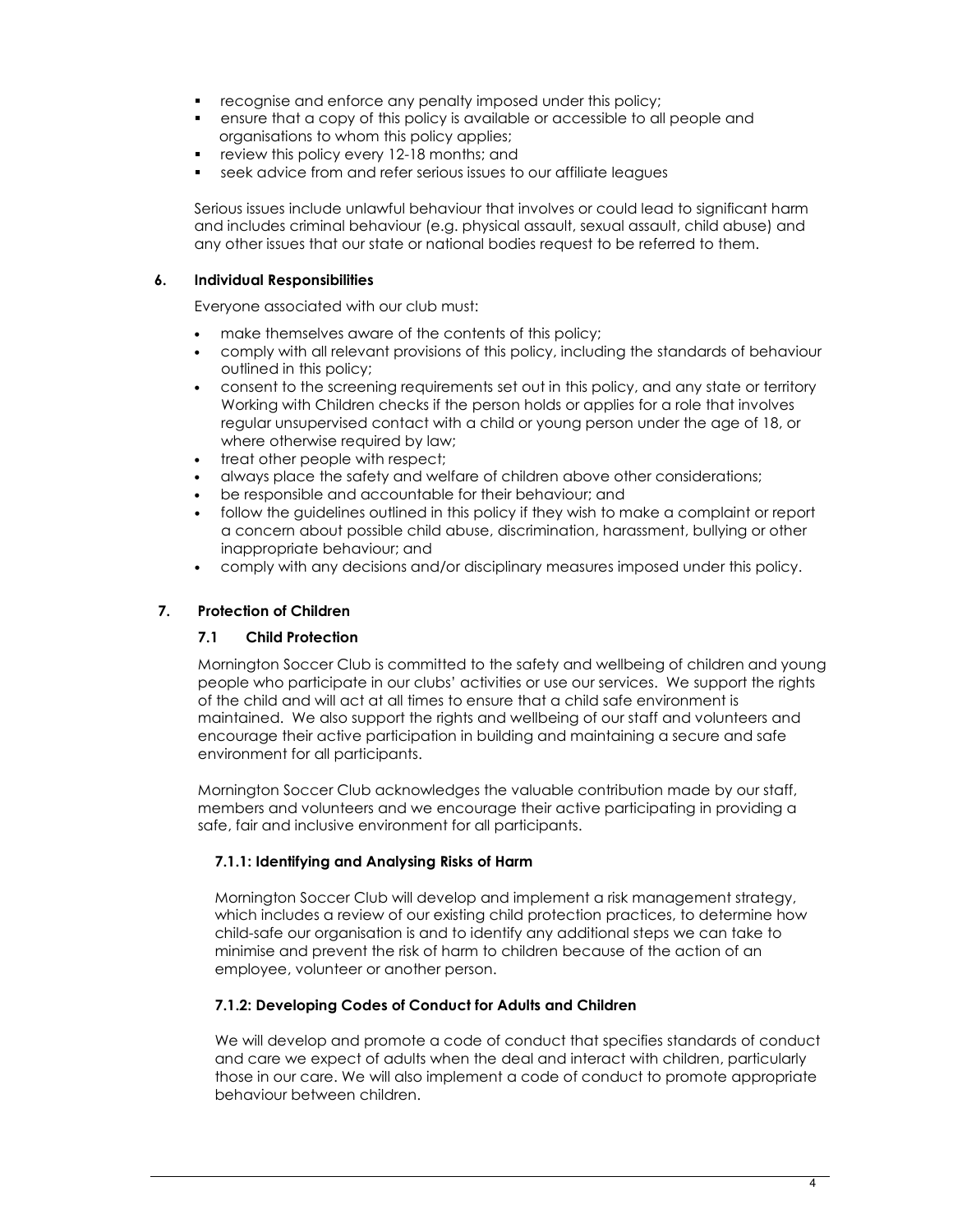- recognise and enforce any penalty imposed under this policy;
- ensure that a copy of this policy is available or accessible to all people and organisations to whom this policy applies;
- review this policy every 12-18 months; and
- seek advice from and refer serious issues to our affiliate leagues

Serious issues include unlawful behaviour that involves or could lead to significant harm and includes criminal behaviour (e.g. physical assault, sexual assault, child abuse) and any other issues that our state or national bodies request to be referred to them.

## 6. Individual Responsibilities

Everyone associated with our club must:

- make themselves aware of the contents of this policy;
- comply with all relevant provisions of this policy, including the standards of behaviour outlined in this policy;
- consent to the screening requirements set out in this policy, and any state or territory Working with Children checks if the person holds or applies for a role that involves regular unsupervised contact with a child or young person under the age of 18, or where otherwise required by law;
- treat other people with respect;
- always place the safety and welfare of children above other considerations;
- be responsible and accountable for their behaviour; and
- follow the guidelines outlined in this policy if they wish to make a complaint or report a concern about possible child abuse, discrimination, harassment, bullying or other inappropriate behaviour; and
- comply with any decisions and/or disciplinary measures imposed under this policy.

## 7. Protection of Children

### 7.1 Child Protection

Mornington Soccer Club is committed to the safety and wellbeing of children and young people who participate in our clubs' activities or use our services. We support the rights of the child and will act at all times to ensure that a child safe environment is maintained. We also support the rights and wellbeing of our staff and volunteers and encourage their active participation in building and maintaining a secure and safe environment for all participants.

Mornington Soccer Club acknowledges the valuable contribution made by our staff, members and volunteers and we encourage their active participating in providing a safe, fair and inclusive environment for all participants.

#### 7.1.1: Identifying and Analysing Risks of Harm

Mornington Soccer Club will develop and implement a risk management strategy, which includes a review of our existing child protection practices, to determine how child-safe our organisation is and to identify any additional steps we can take to minimise and prevent the risk of harm to children because of the action of an employee, volunteer or another person.

#### 7.1.2: Developing Codes of Conduct for Adults and Children

We will develop and promote a code of conduct that specifies standards of conduct and care we expect of adults when the deal and interact with children, particularly those in our care. We will also implement a code of conduct to promote appropriate behaviour between children.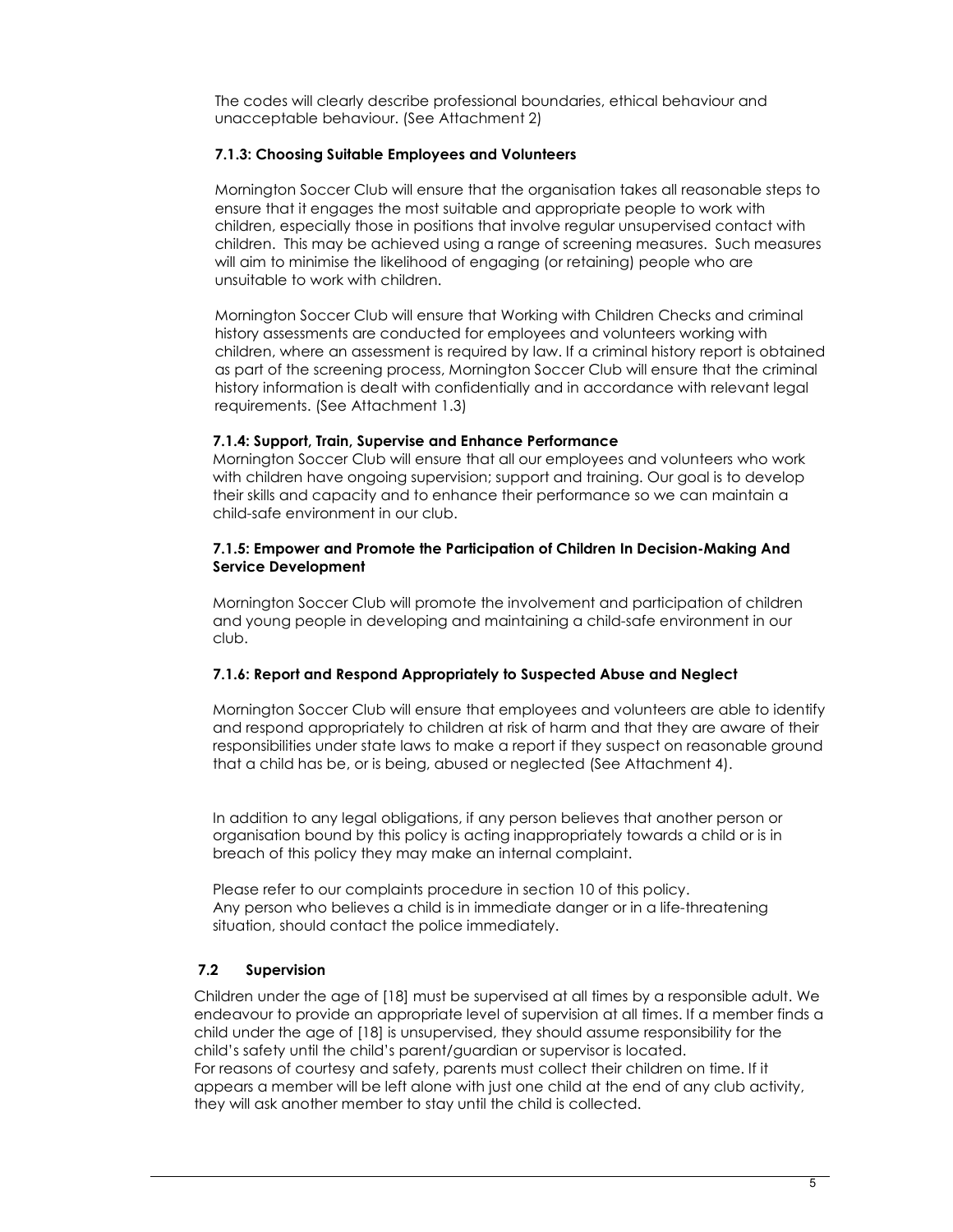The codes will clearly describe professional boundaries, ethical behaviour and unacceptable behaviour. (See Attachment 2)

#### 7.1.3: Choosing Suitable Employees and Volunteers

Mornington Soccer Club will ensure that the organisation takes all reasonable steps to ensure that it engages the most suitable and appropriate people to work with children, especially those in positions that involve regular unsupervised contact with children. This may be achieved using a range of screening measures. Such measures will aim to minimise the likelihood of engaging (or retaining) people who are unsuitable to work with children.

Mornington Soccer Club will ensure that Working with Children Checks and criminal history assessments are conducted for employees and volunteers working with children, where an assessment is required by law. If a criminal history report is obtained as part of the screening process, Mornington Soccer Club will ensure that the criminal history information is dealt with confidentially and in accordance with relevant legal requirements. (See Attachment 1.3)

#### 7.1.4: Support, Train, Supervise and Enhance Performance

Mornington Soccer Club will ensure that all our employees and volunteers who work with children have ongoing supervision; support and training. Our goal is to develop their skills and capacity and to enhance their performance so we can maintain a child-safe environment in our club.

#### 7.1.5: Empower and Promote the Participation of Children In Decision-Making And Service Development

Mornington Soccer Club will promote the involvement and participation of children and young people in developing and maintaining a child-safe environment in our club.

#### 7.1.6: Report and Respond Appropriately to Suspected Abuse and Neglect

Mornington Soccer Club will ensure that employees and volunteers are able to identify and respond appropriately to children at risk of harm and that they are aware of their responsibilities under state laws to make a report if they suspect on reasonable ground that a child has be, or is being, abused or neglected (See Attachment 4).

In addition to any legal obligations, if any person believes that another person or organisation bound by this policy is acting inappropriately towards a child or is in breach of this policy they may make an internal complaint.

Please refer to our complaints procedure in section 10 of this policy.
Any person who believes a child is in immediate danger or in a life-threatening situation, should contact the police immediately.

### 7.2 Supervision

Children under the age of [18] must be supervised at all times by a responsible adult. We endeavour to provide an appropriate level of supervision at all times. If a member finds a child under the age of [18] is unsupervised, they should assume responsibility for the child's safety until the child's parent/guardian or supervisor is located.
For reasons of courtesy and safety, parents must collect their children on time. If it appears a member will be left alone with just one child at the end of any club activity, they will ask another member to stay until the child is collected.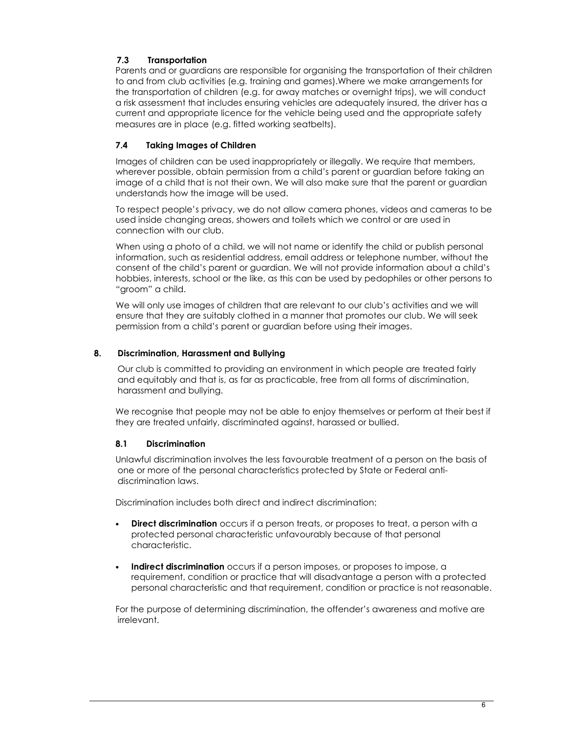### 7.3 Transportation

Parents and or guardians are responsible for organising the transportation of their children to and from club activities (e.g. training and games).Where we make arrangements for the transportation of children (e.g. for away matches or overnight trips), we will conduct a risk assessment that includes ensuring vehicles are adequately insured, the driver has a current and appropriate licence for the vehicle being used and the appropriate safety measures are in place (e.g. fitted working seatbelts).

### 7.4 Taking Images of Children

Images of children can be used inappropriately or illegally. We require that members, wherever possible, obtain permission from a child's parent or guardian before taking an image of a child that is not their own. We will also make sure that the parent or guardian understands how the image will be used.

To respect people's privacy, we do not allow camera phones, videos and cameras to be used inside changing areas, showers and toilets which we control or are used in connection with our club.

When using a photo of a child, we will not name or identify the child or publish personal information, such as residential address, email address or telephone number, without the consent of the child's parent or guardian. We will not provide information about a child's hobbies, interests, school or the like, as this can be used by pedophiles or other persons to "groom" a child.

We will only use images of children that are relevant to our club's activities and we will ensure that they are suitably clothed in a manner that promotes our club. We will seek permission from a child's parent or guardian before using their images.

## 8. Discrimination, Harassment and Bullying

Our club is committed to providing an environment in which people are treated fairly and equitably and that is, as far as practicable, free from all forms of discrimination, harassment and bullying.

We recognise that people may not be able to enjoy themselves or perform at their best if they are treated unfairly, discriminated against, harassed or bullied.

### 8.1 Discrimination

Unlawful discrimination involves the less favourable treatment of a person on the basis of one or more of the personal characteristics protected by State or Federal anti-discrimination laws.

Discrimination includes both direct and indirect discrimination:

- **Direct discrimination** occurs if a person treats, or proposes to treat, a person with a protected personal characteristic unfavourably because of that personal characteristic.
- **Indirect discrimination** occurs if a person imposes, or proposes to impose, a requirement, condition or practice that will disadvantage a person with a protected personal characteristic and that requirement, condition or practice is not reasonable.

For the purpose of determining discrimination, the offender's awareness and motive are irrelevant.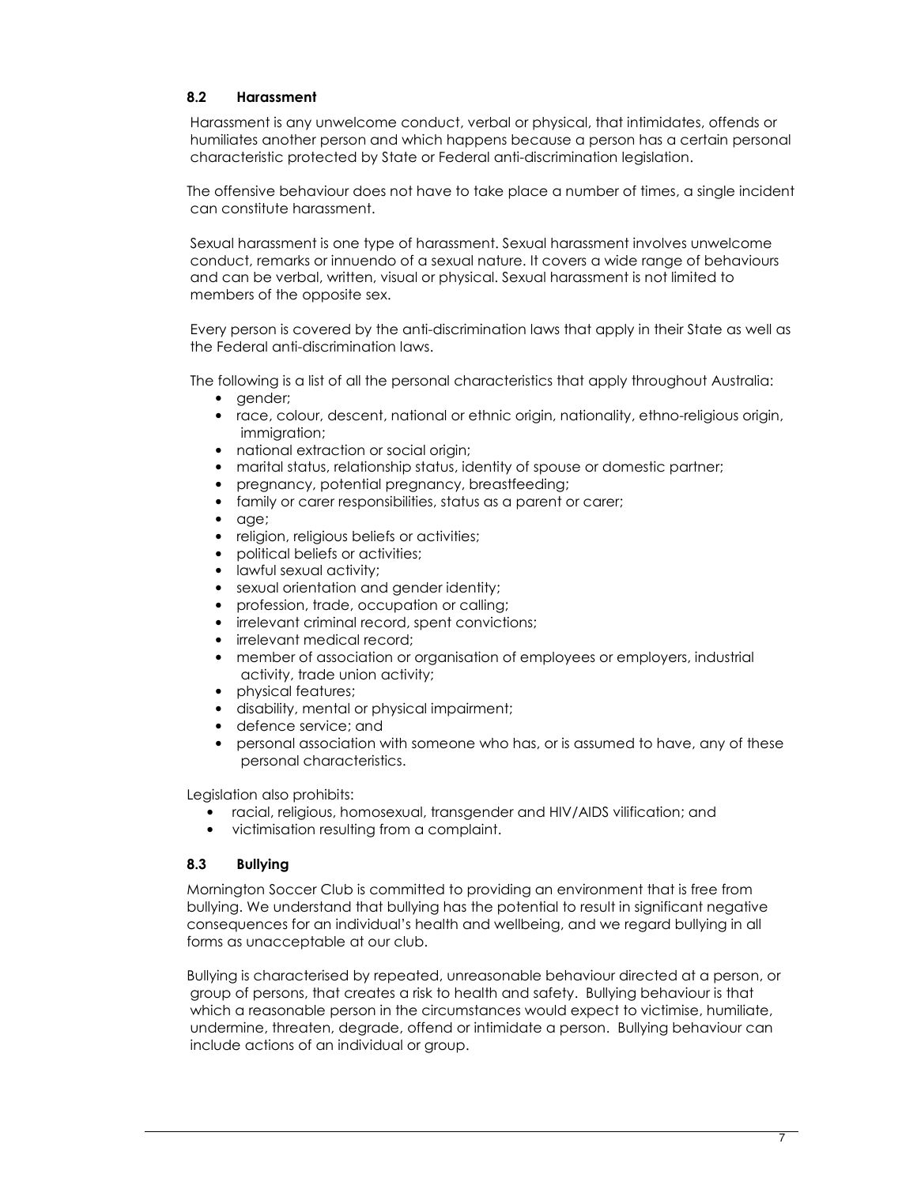### 8.2 Harassment

Harassment is any unwelcome conduct, verbal or physical, that intimidates, offends or humiliates another person and which happens because a person has a certain personal characteristic protected by State or Federal anti-discrimination legislation.

The offensive behaviour does not have to take place a number of times, a single incident can constitute harassment.

Sexual harassment is one type of harassment. Sexual harassment involves unwelcome conduct, remarks or innuendo of a sexual nature. It covers a wide range of behaviours and can be verbal, written, visual or physical. Sexual harassment is not limited to members of the opposite sex.

Every person is covered by the anti-discrimination laws that apply in their State as well as the Federal anti-discrimination laws.

The following is a list of all the personal characteristics that apply throughout Australia:

- gender;
- race, colour, descent, national or ethnic origin, nationality, ethno-religious origin, immigration;
- national extraction or social origin;
- marital status, relationship status, identity of spouse or domestic partner;
- pregnancy, potential pregnancy, breastfeeding;
- family or carer responsibilities, status as a parent or carer;
- age;
- religion, religious beliefs or activities;
- political beliefs or activities;
- lawful sexual activity;
- sexual orientation and gender identity;
- profession, trade, occupation or calling;
- irrelevant criminal record, spent convictions;
- irrelevant medical record;
- member of association or organisation of employees or employers, industrial activity, trade union activity;
- physical features;
- disability, mental or physical impairment;
- defence service; and
- personal association with someone who has, or is assumed to have, any of these personal characteristics.

Legislation also prohibits:

- racial, religious, homosexual, transgender and HIV/AIDS vilification; and
- victimisation resulting from a complaint.

### 8.3 Bullying

Mornington Soccer Club is committed to providing an environment that is free from bullying. We understand that bullying has the potential to result in significant negative consequences for an individual's health and wellbeing, and we regard bullying in all forms as unacceptable at our club.

Bullying is characterised by repeated, unreasonable behaviour directed at a person, or group of persons, that creates a risk to health and safety. Bullying behaviour is that which a reasonable person in the circumstances would expect to victimise, humiliate, undermine, threaten, degrade, offend or intimidate a person. Bullying behaviour can include actions of an individual or group.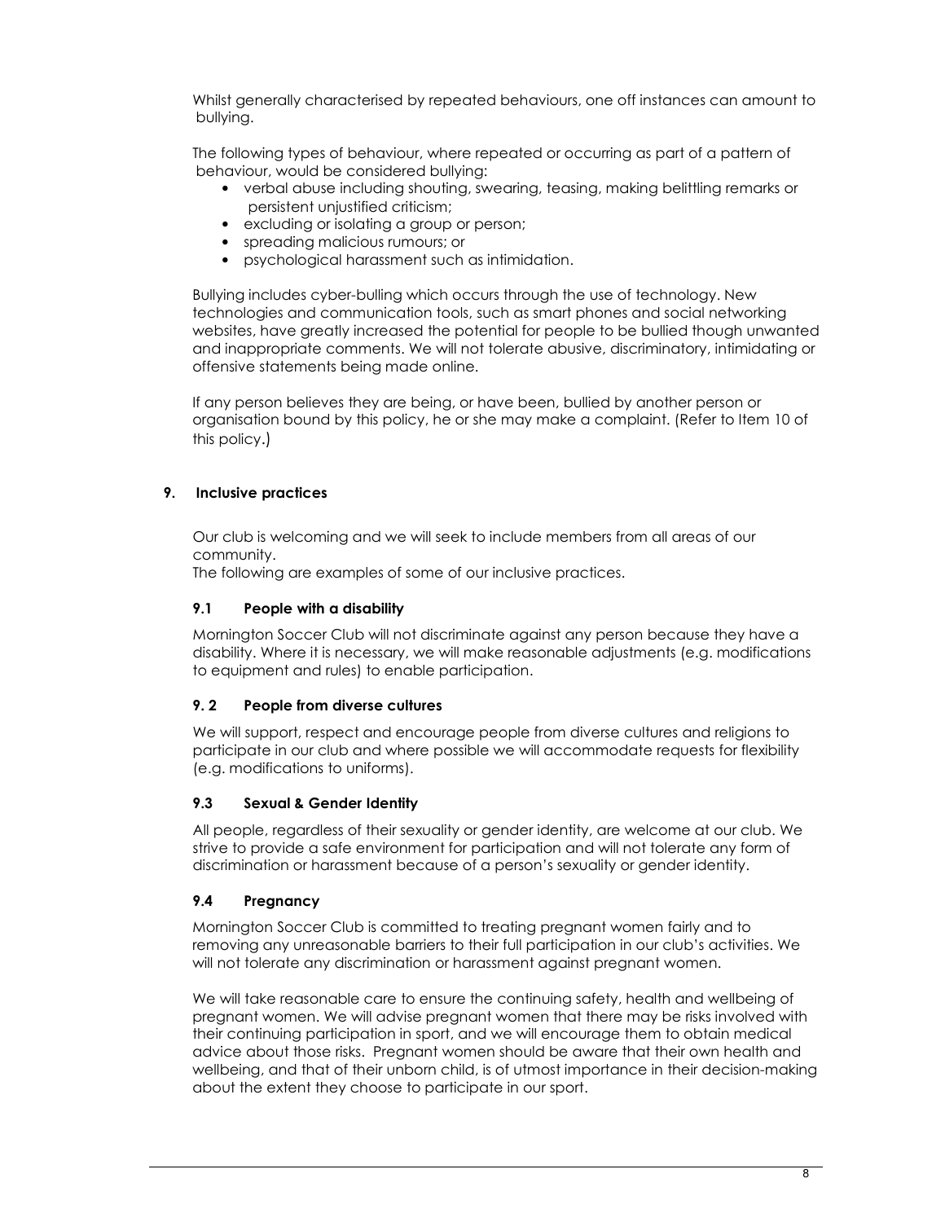Whilst generally characterised by repeated behaviours, one off instances can amount to bullying.

The following types of behaviour, where repeated or occurring as part of a pattern of behaviour, would be considered bullying:

- verbal abuse including shouting, swearing, teasing, making belittling remarks or persistent unjustified criticism;
- excluding or isolating a group or person;
- spreading malicious rumours; or
- psychological harassment such as intimidation.

Bullying includes cyber-bulling which occurs through the use of technology. New technologies and communication tools, such as smart phones and social networking websites, have greatly increased the potential for people to be bullied though unwanted and inappropriate comments. We will not tolerate abusive, discriminatory, intimidating or offensive statements being made online.

If any person believes they are being, or have been, bullied by another person or organisation bound by this policy, he or she may make a complaint. (Refer to Item 10 of this policy.)

## 9. Inclusive practices

Our club is welcoming and we will seek to include members from all areas of our community.
The following are examples of some of our inclusive practices.

### 9.1 People with a disability

Mornington Soccer Club will not discriminate against any person because they have a disability. Where it is necessary, we will make reasonable adjustments (e.g. modifications to equipment and rules) to enable participation.

### 9. 2 People from diverse cultures

We will support, respect and encourage people from diverse cultures and religions to participate in our club and where possible we will accommodate requests for flexibility (e.g. modifications to uniforms).

### 9.3 Sexual & Gender Identity

All people, regardless of their sexuality or gender identity, are welcome at our club. We strive to provide a safe environment for participation and will not tolerate any form of discrimination or harassment because of a person's sexuality or gender identity.

### 9.4 Pregnancy

Mornington Soccer Club is committed to treating pregnant women fairly and to removing any unreasonable barriers to their full participation in our club's activities. We will not tolerate any discrimination or harassment against pregnant women.

We will take reasonable care to ensure the continuing safety, health and wellbeing of pregnant women. We will advise pregnant women that there may be risks involved with their continuing participation in sport, and we will encourage them to obtain medical advice about those risks. Pregnant women should be aware that their own health and wellbeing, and that of their unborn child, is of utmost importance in their decision-making about the extent they choose to participate in our sport.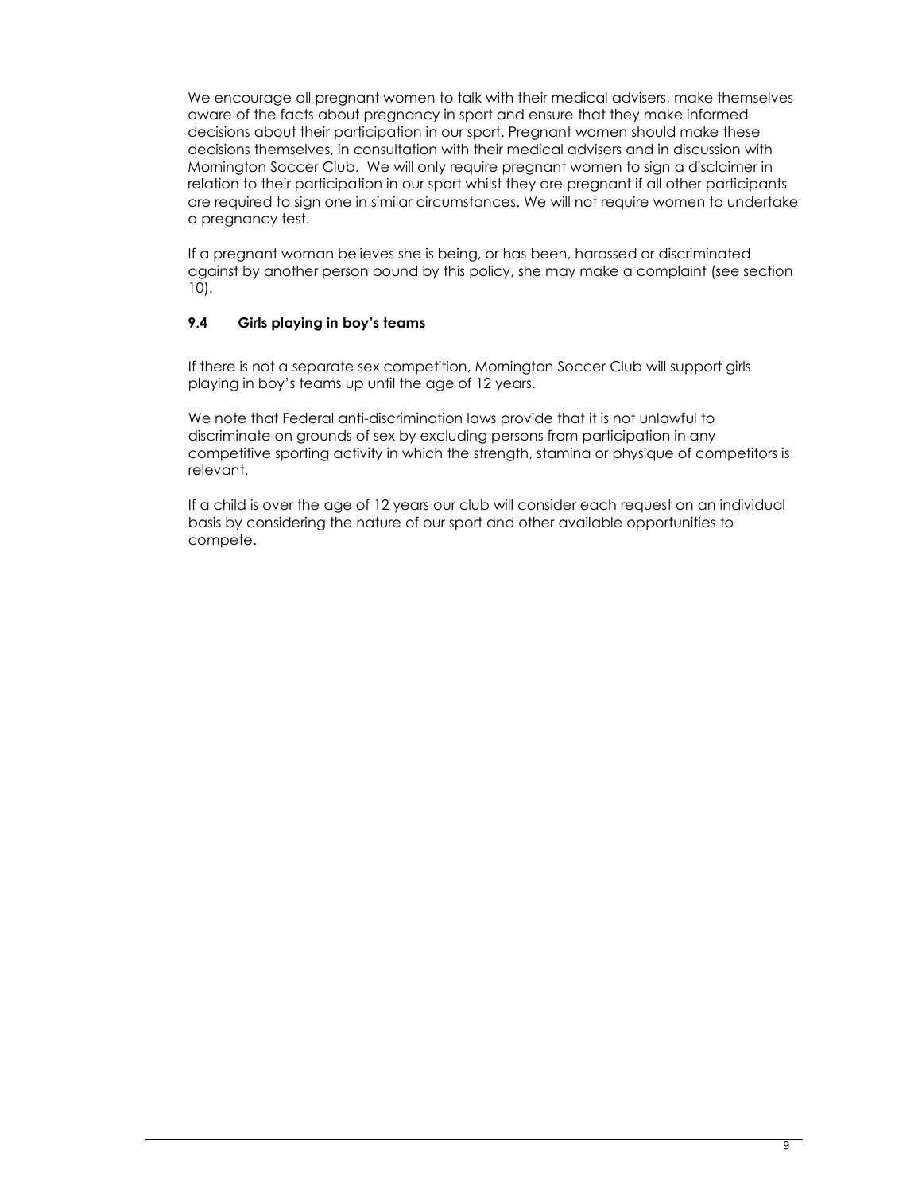We encourage all pregnant women to talk with their medical advisers, make themselves aware of the facts about pregnancy in sport and ensure that they make informed decisions about their participation in our sport. Pregnant women should make these decisions themselves, in consultation with their medical advisers and in discussion with Mornington Soccer Club. We will only require pregnant women to sign a disclaimer in relation to their participation in our sport whilst they are pregnant if all other participants are required to sign one in similar circumstances. We will not require women to undertake a pregnancy test.

If a pregnant woman believes she is being, or has been, harassed or discriminated against by another person bound by this policy, she may make a complaint (see section 10).

### 9.4 Girls playing in boy's teams

If there is not a separate sex competition, Mornington Soccer Club will support girls playing in boy's teams up until the age of 12 years.

We note that Federal anti-discrimination laws provide that it is not unlawful to discriminate on grounds of sex by excluding persons from participation in any competitive sporting activity in which the strength, stamina or physique of competitors is relevant.

If a child is over the age of 12 years our club will consider each request on an individual basis by considering the nature of our sport and other available opportunities to compete.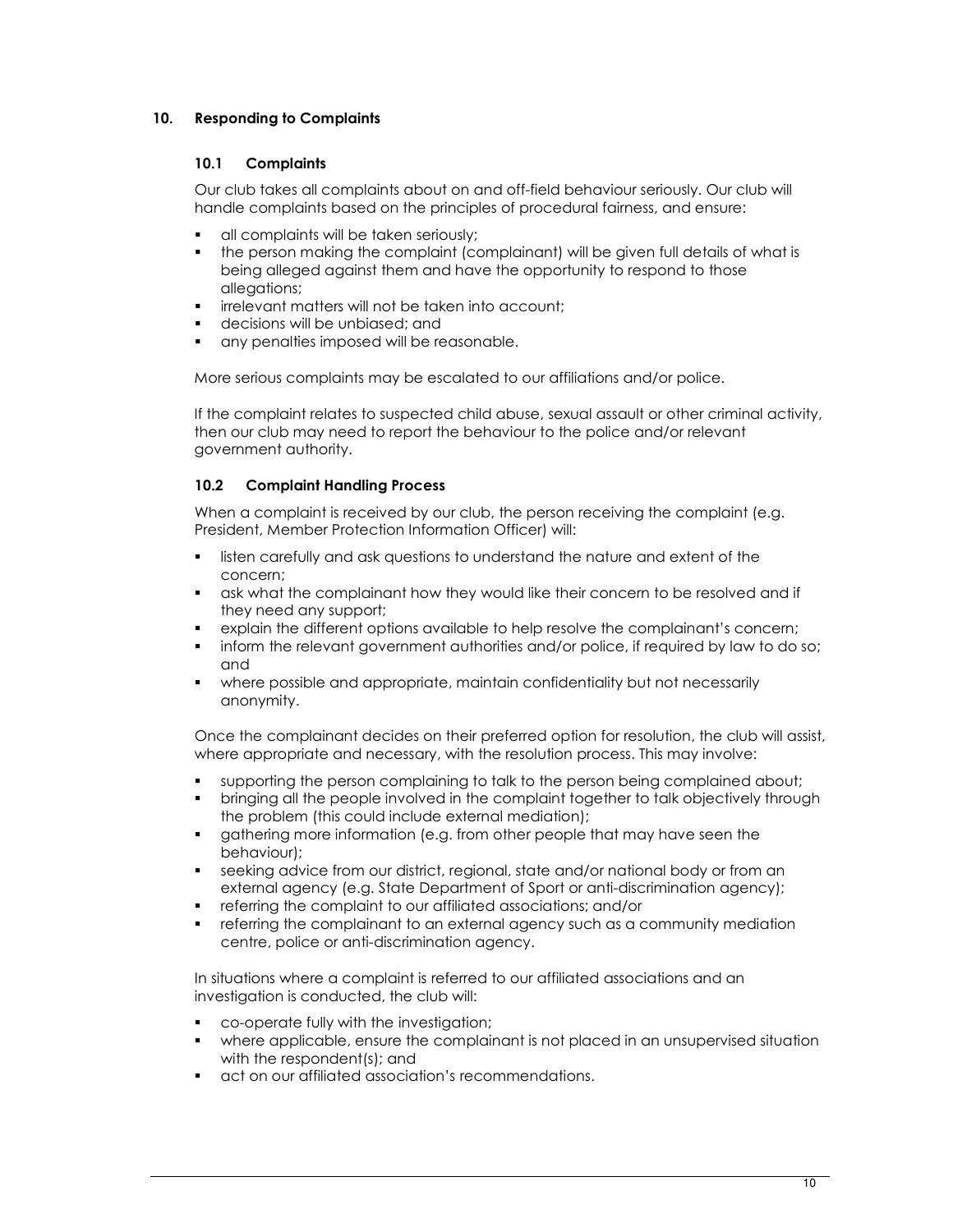## 10. Responding to Complaints

### 10.1 Complaints

Our club takes all complaints about on and off-field behaviour seriously. Our club will handle complaints based on the principles of procedural fairness, and ensure:

- all complaints will be taken seriously;
- the person making the complaint (complainant) will be given full details of what is being alleged against them and have the opportunity to respond to those allegations;
- irrelevant matters will not be taken into account;
- decisions will be unbiased; and
- any penalties imposed will be reasonable.

More serious complaints may be escalated to our affiliations and/or police.

If the complaint relates to suspected child abuse, sexual assault or other criminal activity, then our club may need to report the behaviour to the police and/or relevant government authority.

### 10.2 Complaint Handling Process

When a complaint is received by our club, the person receiving the complaint (e.g. President, Member Protection Information Officer) will:

- listen carefully and ask questions to understand the nature and extent of the concern;
- ask what the complainant how they would like their concern to be resolved and if they need any support;
- explain the different options available to help resolve the complainant's concern;
- inform the relevant government authorities and/or police, if required by law to do so; and
- where possible and appropriate, maintain confidentiality but not necessarily anonymity.

Once the complainant decides on their preferred option for resolution, the club will assist, where appropriate and necessary, with the resolution process. This may involve:

- supporting the person complaining to talk to the person being complained about;
- bringing all the people involved in the complaint together to talk objectively through the problem (this could include external mediation);
- gathering more information (e.g. from other people that may have seen the behaviour);
- seeking advice from our district, regional, state and/or national body or from an external agency (e.g. State Department of Sport or anti-discrimination agency);
- referring the complaint to our affiliated associations; and/or
- referring the complainant to an external agency such as a community mediation centre, police or anti-discrimination agency.

In situations where a complaint is referred to our affiliated associations and an investigation is conducted, the club will:

- co-operate fully with the investigation;
- where applicable, ensure the complainant is not placed in an unsupervised situation with the respondent(s); and
- act on our affiliated association's recommendations.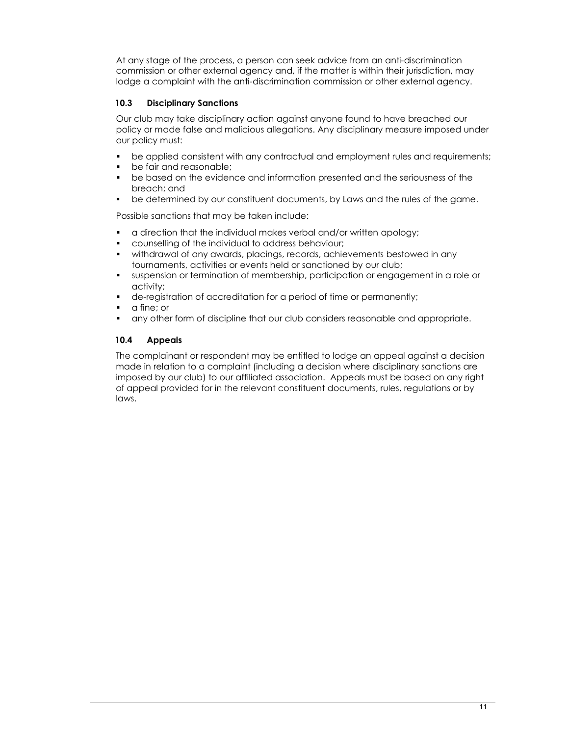At any stage of the process, a person can seek advice from an anti-discrimination commission or other external agency and, if the matter is within their jurisdiction, may lodge a complaint with the anti-discrimination commission or other external agency.

### 10.3 Disciplinary Sanctions

Our club may take disciplinary action against anyone found to have breached our policy or made false and malicious allegations. Any disciplinary measure imposed under our policy must:

- be applied consistent with any contractual and employment rules and requirements;
- be fair and reasonable;
- be based on the evidence and information presented and the seriousness of the breach; and
- be determined by our constituent documents, by Laws and the rules of the game.

Possible sanctions that may be taken include:

- a direction that the individual makes verbal and/or written apology;
- counselling of the individual to address behaviour;
- withdrawal of any awards, placings, records, achievements bestowed in any tournaments, activities or events held or sanctioned by our club;
- suspension or termination of membership, participation or engagement in a role or activity;
- de-registration of accreditation for a period of time or permanently;
- a fine; or
- any other form of discipline that our club considers reasonable and appropriate.

### 10.4 Appeals

The complainant or respondent may be entitled to lodge an appeal against a decision made in relation to a complaint (including a decision where disciplinary sanctions are imposed by our club) to our affiliated association. Appeals must be based on any right of appeal provided for in the relevant constituent documents, rules, regulations or by laws.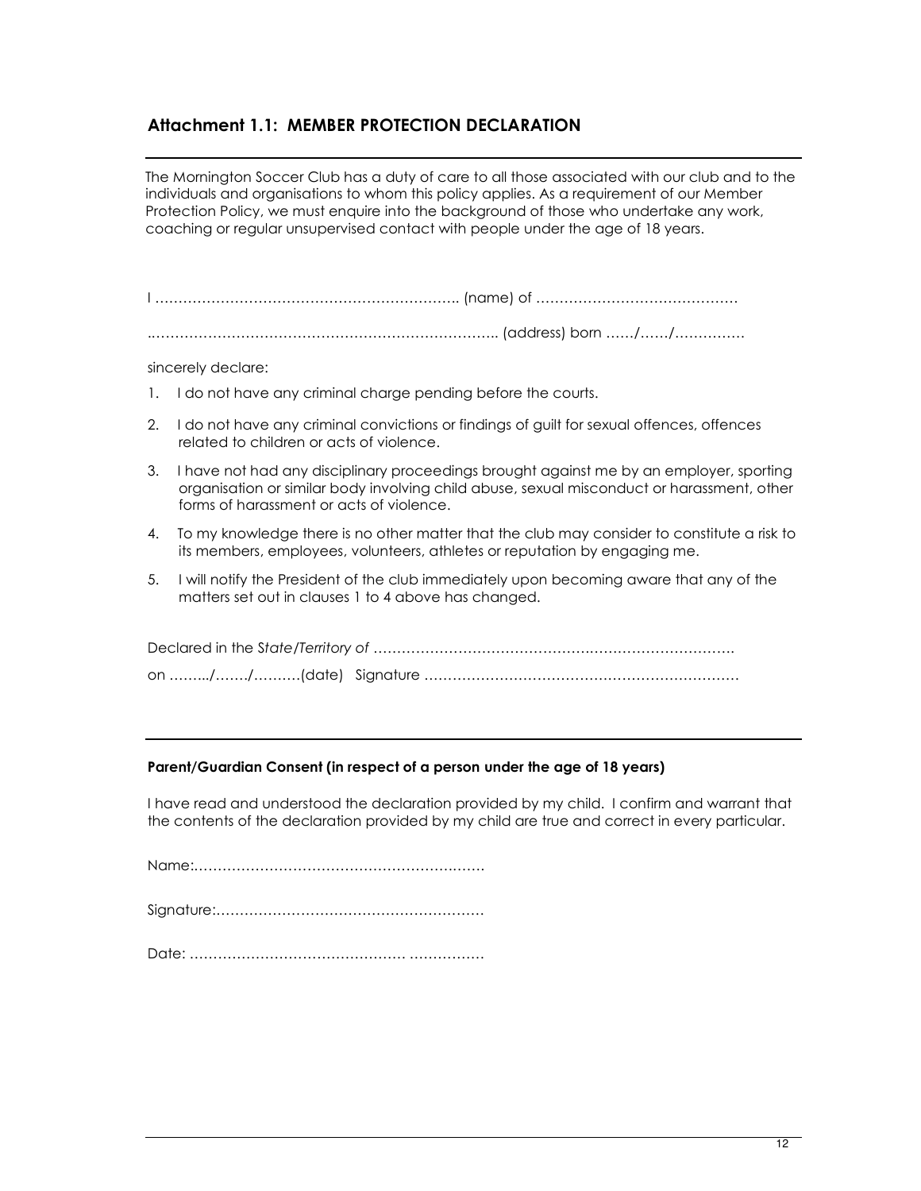## Attachment 1.1: MEMBER PROTECTION DECLARATION

---

The Mornington Soccer Club has a duty of care to all those associated with our club and to the individuals and organisations to whom this policy applies. As a requirement of our Member Protection Policy, we must enquire into the background of those who undertake any work, coaching or regular unsupervised contact with people under the age of 18 years.

I ……………………………………………………….. (name) of ……………………………………

……………………………………………………………….. (address) born ……/……/……………

sincerely declare:

1. I do not have any criminal charge pending before the courts.
2. I do not have any criminal convictions or findings of guilt for sexual offences, offences related to children or acts of violence.
3. I have not had any disciplinary proceedings brought against me by an employer, sporting organisation or similar body involving child abuse, sexual misconduct or harassment, other forms of harassment or acts of violence.
4. To my knowledge there is no other matter that the club may consider to constitute a risk to its members, employees, volunteers, athletes or reputation by engaging me.
5. I will notify the President of the club immediately upon becoming aware that any of the matters set out in clauses 1 to 4 above has changed.

Declared in the S*tate/Territory of* …………………………………………………………………..

on ……../……./……….(date) Signature …………………………………………………………

---

**Parent/Guardian Consent (in respect of a person under the age of 18 years)**

I have read and understood the declaration provided by my child. I confirm and warrant that the contents of the declaration provided by my child are true and correct in every particular.

Name:……………………………………………………

Signature:…………………………………………………

Date: ……………………………………… …………….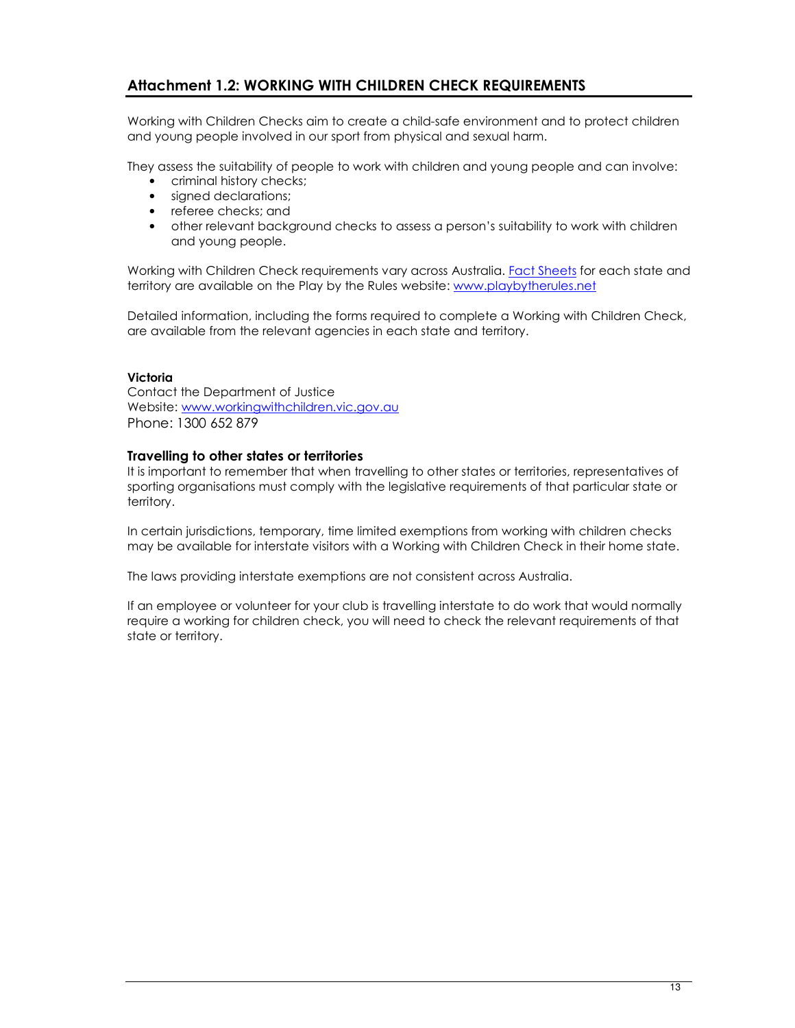## Attachment 1.2: WORKING WITH CHILDREN CHECK REQUIREMENTS

Working with Children Checks aim to create a child-safe environment and to protect children and young people involved in our sport from physical and sexual harm.

They assess the suitability of people to work with children and young people and can involve:

- criminal history checks;
- signed declarations;
- referee checks; and
- other relevant background checks to assess a person's suitability to work with children and young people.

Working with Children Check requirements vary across Australia. Fact Sheets for each state and territory are available on the Play by the Rules website: www.playbytherules.net

Detailed information, including the forms required to complete a Working with Children Check, are available from the relevant agencies in each state and territory.

**Victoria**
Contact the Department of Justice
Website: www.workingwithchildren.vic.gov.au
Phone: 1300 652 879

### Travelling to other states or territories

It is important to remember that when travelling to other states or territories, representatives of sporting organisations must comply with the legislative requirements of that particular state or territory.

In certain jurisdictions, temporary, time limited exemptions from working with children checks may be available for interstate visitors with a Working with Children Check in their home state.

The laws providing interstate exemptions are not consistent across Australia.

If an employee or volunteer for your club is travelling interstate to do work that would normally require a working for children check, you will need to check the relevant requirements of that state or territory.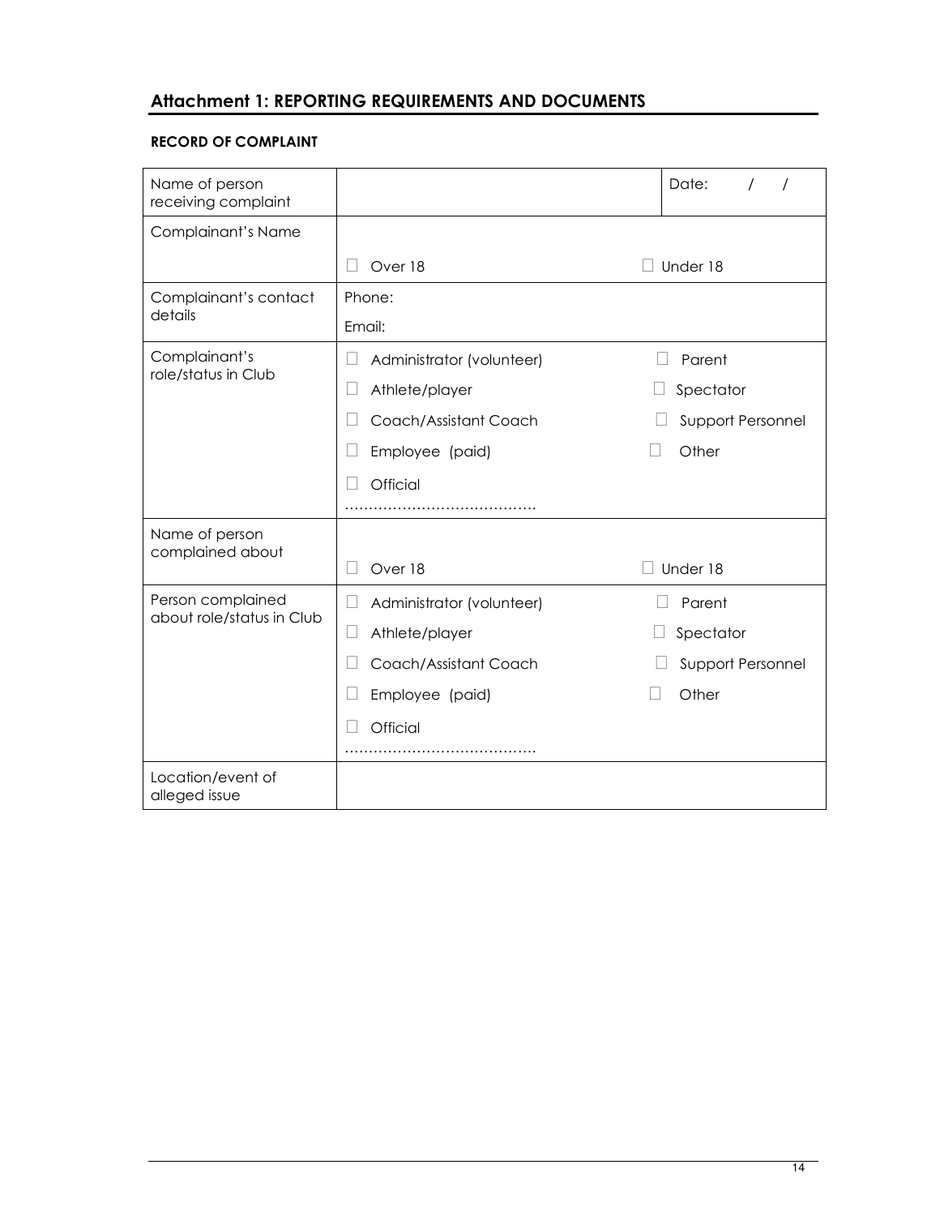## Attachment 1: REPORTING REQUIREMENTS AND DOCUMENTS

**RECORD OF COMPLAINT**

| | | |
|---|---|---|
| Name of person receiving complaint | | Date: / / |
| Complainant's Name | ☐ Over 18 | ☐ Under 18 |
| Complainant's contact details | Phone:<br>Email: | |
| Complainant's role/status in Club | ☐ Administrator (volunteer)<br>☐ Athlete/player<br>☐ Coach/Assistant Coach<br>☐ Employee (paid)<br>☐ Official<br>………………………………… | ☐ Parent<br>☐ Spectator<br>☐ Support Personnel<br>☐ Other |
| Name of person complained about | ☐ Over 18 | ☐ Under 18 |
| Person complained about role/status in Club | ☐ Administrator (volunteer)<br>☐ Athlete/player<br>☐ Coach/Assistant Coach<br>☐ Employee (paid)<br>☐ Official<br>………………………………… | ☐ Parent<br>☐ Spectator<br>☐ Support Personnel<br>☐ Other |
| Location/event of alleged issue | | |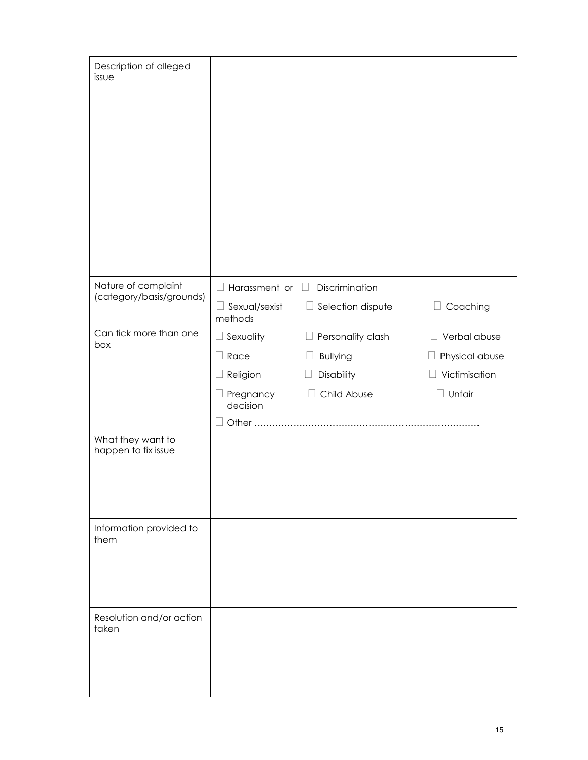| | |
|---|---|
| Description of alleged issue | |
| Nature of complaint (category/basis/grounds)<br><br>Can tick more than one box | ☐ Harassment or ☐ Discrimination<br>☐ Sexual/sexist methods ☐ Selection dispute ☐ Coaching<br>☐ Sexuality ☐ Personality clash ☐ Verbal abuse<br>☐ Race ☐ Bullying ☐ Physical abuse<br>☐ Religion ☐ Disability ☐ Victimisation<br>☐ Pregnancy decision ☐ Child Abuse ☐ Unfair<br>☐ Other ………………………………………………………………… |
| What they want to happen to fix issue | |
| Information provided to them | |
| Resolution and/or action taken | |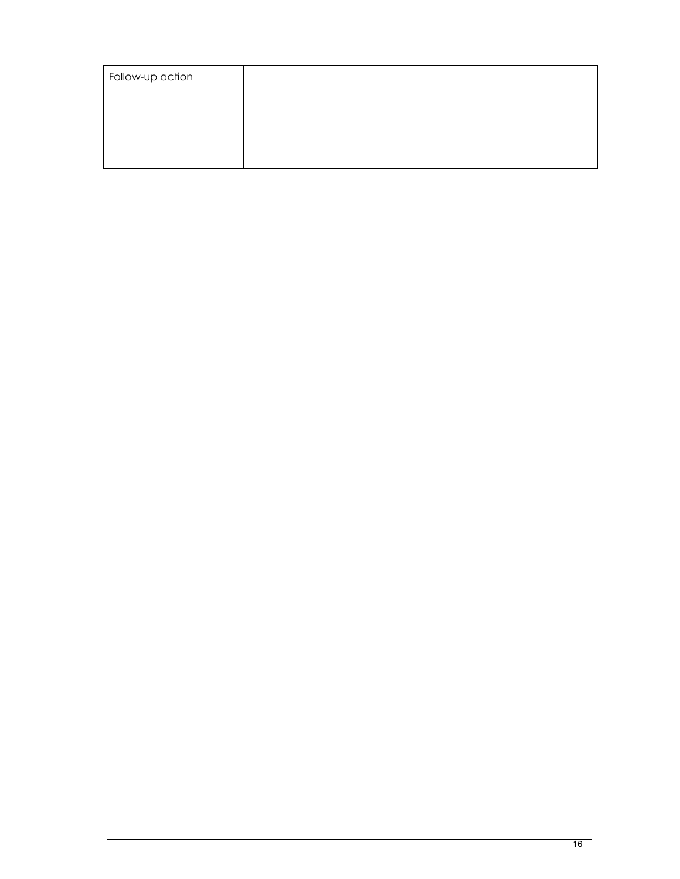| Follow-up action | |
|---|---|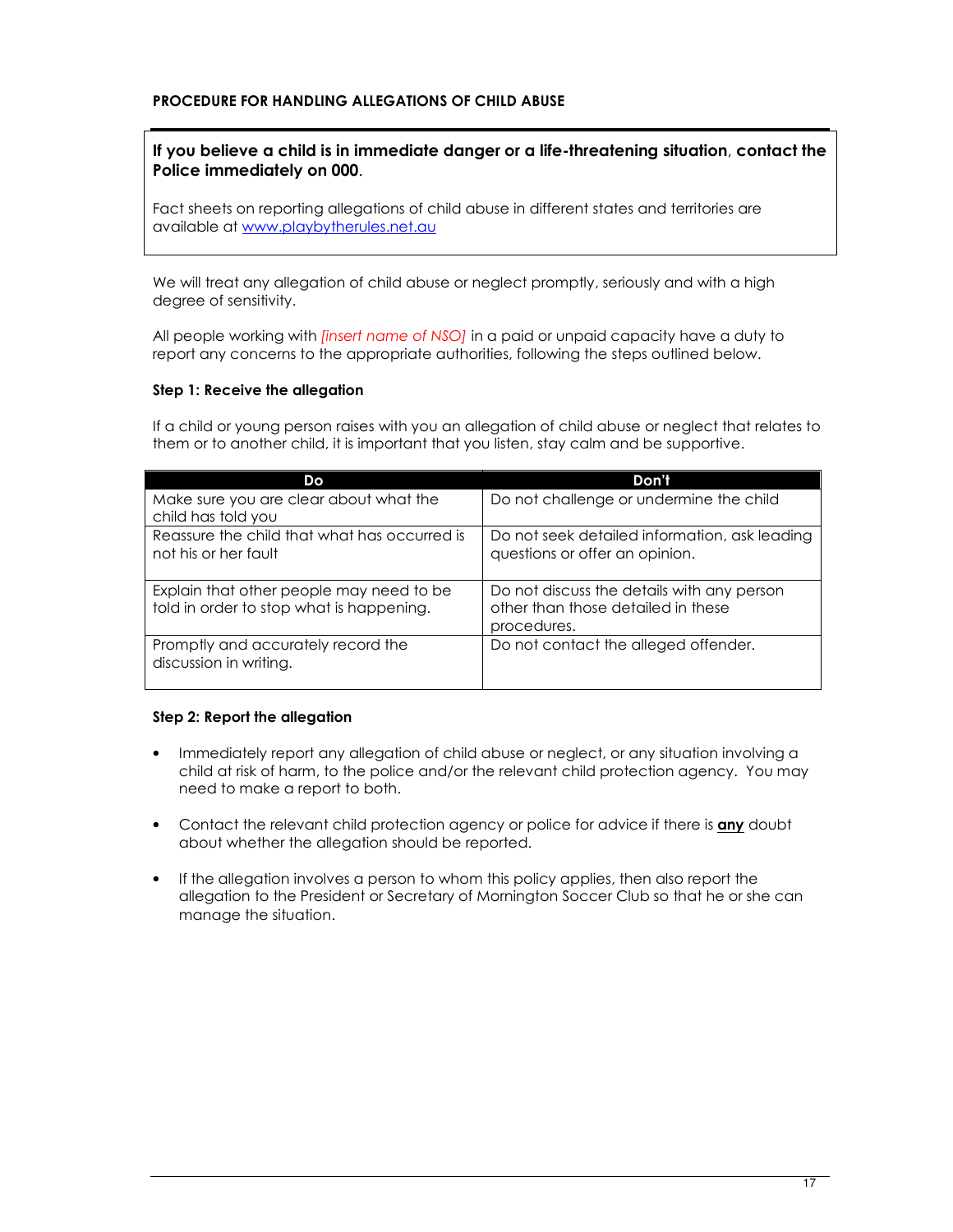## PROCEDURE FOR HANDLING ALLEGATIONS OF CHILD ABUSE

**If you believe a child is in immediate danger or a life-threatening situation, contact the Police immediately on 000.**

Fact sheets on reporting allegations of child abuse in different states and territories are available at www.playbytherules.net.au

We will treat any allegation of child abuse or neglect promptly, seriously and with a high degree of sensitivity.

All people working with *[insert name of NSO]* in a paid or unpaid capacity have a duty to report any concerns to the appropriate authorities, following the steps outlined below.

### Step 1: Receive the allegation

If a child or young person raises with you an allegation of child abuse or neglect that relates to them or to another child, it is important that you listen, stay calm and be supportive.

| Do | Don't |
|---|---|
| Make sure you are clear about what the child has told you | Do not challenge or undermine the child |
| Reassure the child that what has occurred is not his or her fault | Do not seek detailed information, ask leading questions or offer an opinion. |
| Explain that other people may need to be told in order to stop what is happening. | Do not discuss the details with any person other than those detailed in these procedures. |
| Promptly and accurately record the discussion in writing. | Do not contact the alleged offender. |

### Step 2: Report the allegation

- Immediately report any allegation of child abuse or neglect, or any situation involving a child at risk of harm, to the police and/or the relevant child protection agency. You may need to make a report to both.
- Contact the relevant child protection agency or police for advice if there is **any** doubt about whether the allegation should be reported.
- If the allegation involves a person to whom this policy applies, then also report the allegation to the President or Secretary of Mornington Soccer Club so that he or she can manage the situation.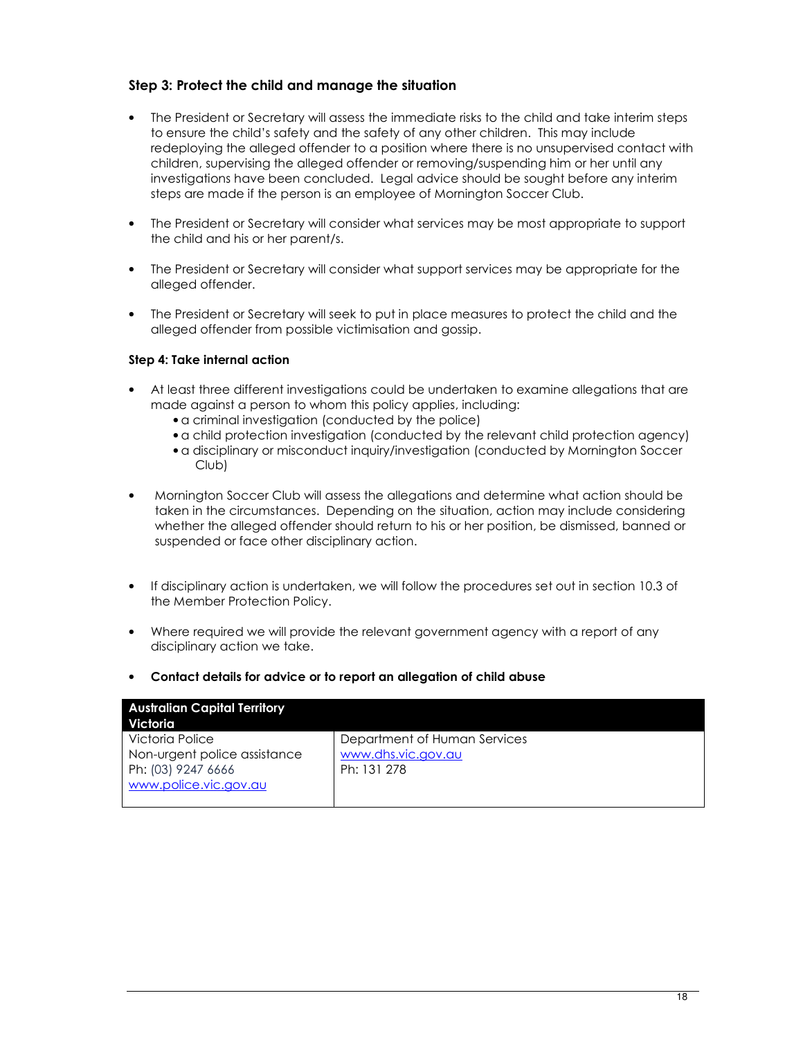### Step 3: Protect the child and manage the situation

- The President or Secretary will assess the immediate risks to the child and take interim steps to ensure the child's safety and the safety of any other children. This may include redeploying the alleged offender to a position where there is no unsupervised contact with children, supervising the alleged offender or removing/suspending him or her until any investigations have been concluded. Legal advice should be sought before any interim steps are made if the person is an employee of Mornington Soccer Club.
- The President or Secretary will consider what services may be most appropriate to support the child and his or her parent/s.
- The President or Secretary will consider what support services may be appropriate for the alleged offender.
- The President or Secretary will seek to put in place measures to protect the child and the alleged offender from possible victimisation and gossip.

#### Step 4: Take internal action

- At least three different investigations could be undertaken to examine allegations that are made against a person to whom this policy applies, including:
  - a criminal investigation (conducted by the police)
  - a child protection investigation (conducted by the relevant child protection agency)
  - a disciplinary or misconduct inquiry/investigation (conducted by Mornington Soccer Club)
- Mornington Soccer Club will assess the allegations and determine what action should be taken in the circumstances. Depending on the situation, action may include considering whether the alleged offender should return to his or her position, be dismissed, banned or suspended or face other disciplinary action.
- If disciplinary action is undertaken, we will follow the procedures set out in section 10.3 of the Member Protection Policy.
- Where required we will provide the relevant government agency with a report of any disciplinary action we take.
- **Contact details for advice or to report an allegation of child abuse**

| **Australian Capital Territory Victoria** | |
|---|---|
| Victoria Police<br>Non-urgent police assistance<br>Ph: (03) 9247 6666<br>www.police.vic.gov.au | Department of Human Services<br>www.dhs.vic.gov.au<br>Ph: 131 278 |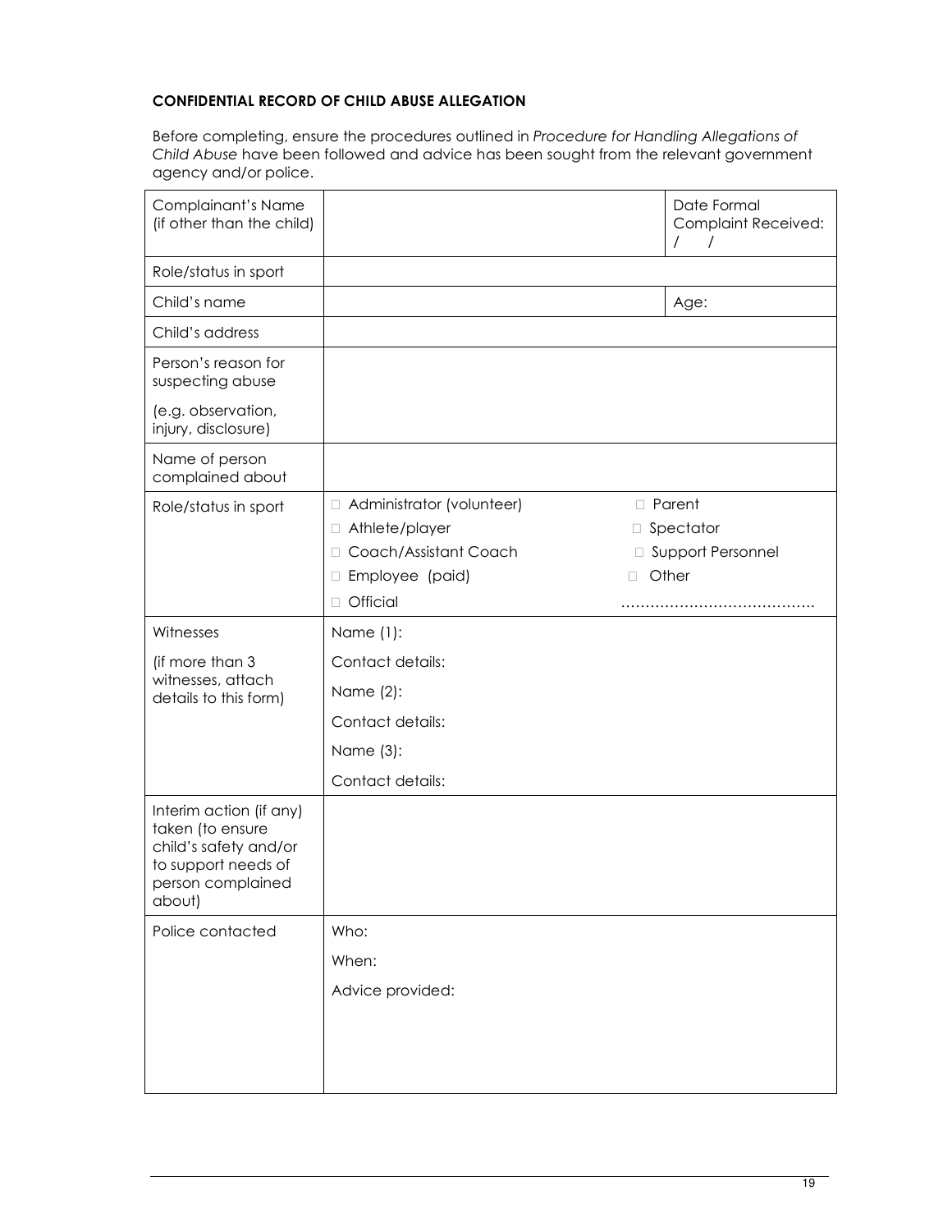**CONFIDENTIAL RECORD OF CHILD ABUSE ALLEGATION**

Before completing, ensure the procedures outlined in *Procedure for Handling Allegations of Child Abuse* have been followed and advice has been sought from the relevant government agency and/or police.

| | | |
|---|---|---|
| Complainant's Name (if other than the child) | | Date Formal Complaint Received: / / |
| Role/status in sport | | |
| Child's name | | Age: |
| Child's address | | |
| Person's reason for suspecting abuse<br><br>(e.g. observation, injury, disclosure) | | |
| Name of person complained about | | |
| Role/status in sport | □ Administrator (volunteer)<br>□ Athlete/player<br>□ Coach/Assistant Coach<br>□ Employee (paid)<br>□ Official | □ Parent<br>□ Spectator<br>□ Support Personnel<br>□ Other<br>…………………………………. |
| Witnesses<br><br>(if more than 3 witnesses, attach details to this form) | Name (1):<br>Contact details:<br>Name (2):<br>Contact details:<br>Name (3):<br>Contact details: | |
| Interim action (if any) taken (to ensure child's safety and/or to support needs of person complained about) | | |
| Police contacted | Who:<br>When:<br>Advice provided: | |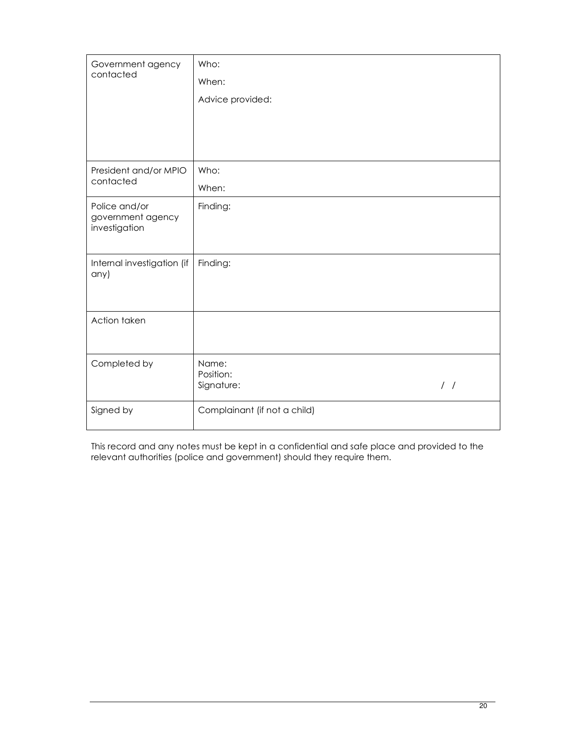| | |
|---|---|
| Government agency contacted | Who:<br>When:<br>Advice provided: |
| President and/or MPIO contacted | Who:<br>When: |
| Police and/or government agency investigation | Finding: |
| Internal investigation (if any) | Finding: |
| Action taken | |
| Completed by | Name:<br>Position:<br>Signature: / / |
| Signed by | Complainant (if not a child) |

This record and any notes must be kept in a confidential and safe place and provided to the relevant authorities (police and government) should they require them.